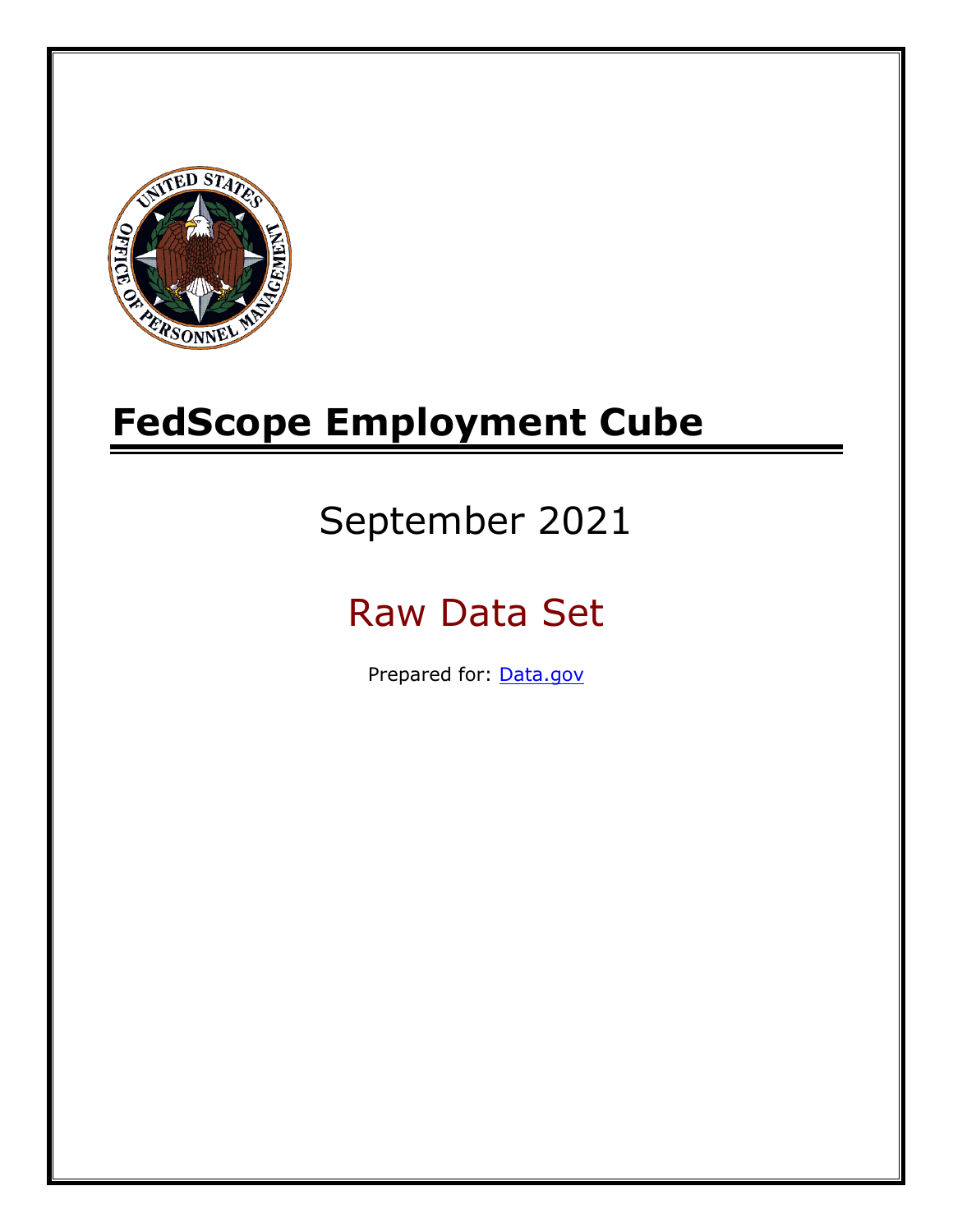# FedScope Employment Cube

September 2021

Raw Data Set

Prepared for: [Data.gov](Data.gov)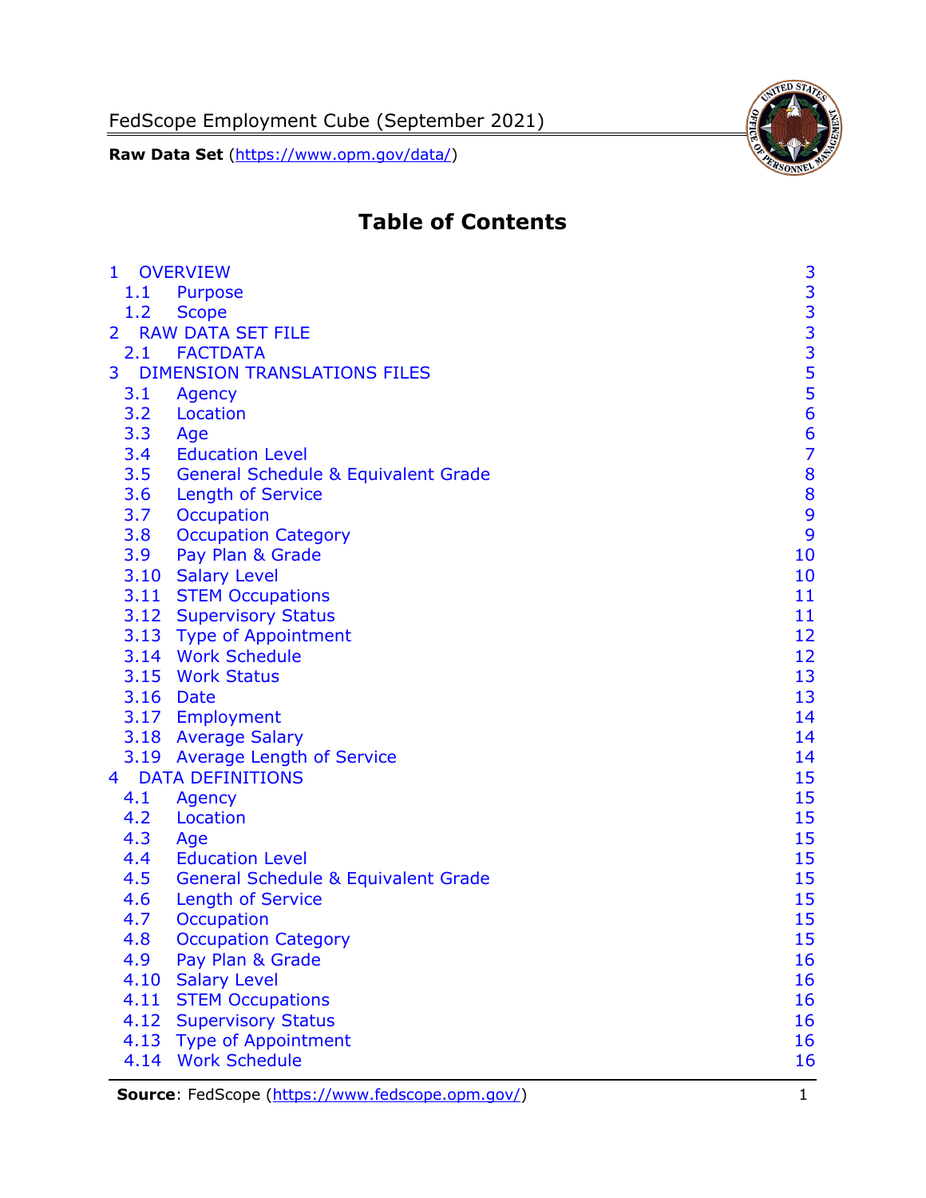# Table of Contents

| | | |
|---|---|---|
| 1 | OVERVIEW | 3 |
| 1.1 | Purpose | 3 |
| 1.2 | Scope | 3 |
| 2 | RAW DATA SET FILE | 3 |
| 2.1 | FACTDATA | 3 |
| 3 | DIMENSION TRANSLATIONS FILES | 5 |
| 3.1 | Agency | 5 |
| 3.2 | Location | 6 |
| 3.3 | Age | 6 |
| 3.4 | Education Level | 7 |
| 3.5 | General Schedule & Equivalent Grade | 8 |
| 3.6 | Length of Service | 8 |
| 3.7 | Occupation | 9 |
| 3.8 | Occupation Category | 9 |
| 3.9 | Pay Plan & Grade | 10 |
| 3.10 | Salary Level | 10 |
| 3.11 | STEM Occupations | 11 |
| 3.12 | Supervisory Status | 11 |
| 3.13 | Type of Appointment | 12 |
| 3.14 | Work Schedule | 12 |
| 3.15 | Work Status | 13 |
| 3.16 | Date | 13 |
| 3.17 | Employment | 14 |
| 3.18 | Average Salary | 14 |
| 3.19 | Average Length of Service | 14 |
| 4 | DATA DEFINITIONS | 15 |
| 4.1 | Agency | 15 |
| 4.2 | Location | 15 |
| 4.3 | Age | 15 |
| 4.4 | Education Level | 15 |
| 4.5 | General Schedule & Equivalent Grade | 15 |
| 4.6 | Length of Service | 15 |
| 4.7 | Occupation | 15 |
| 4.8 | Occupation Category | 15 |
| 4.9 | Pay Plan & Grade | 16 |
| 4.10 | Salary Level | 16 |
| 4.11 | STEM Occupations | 16 |
| 4.12 | Supervisory Status | 16 |
| 4.13 | Type of Appointment | 16 |
| 4.14 | Work Schedule | 16 |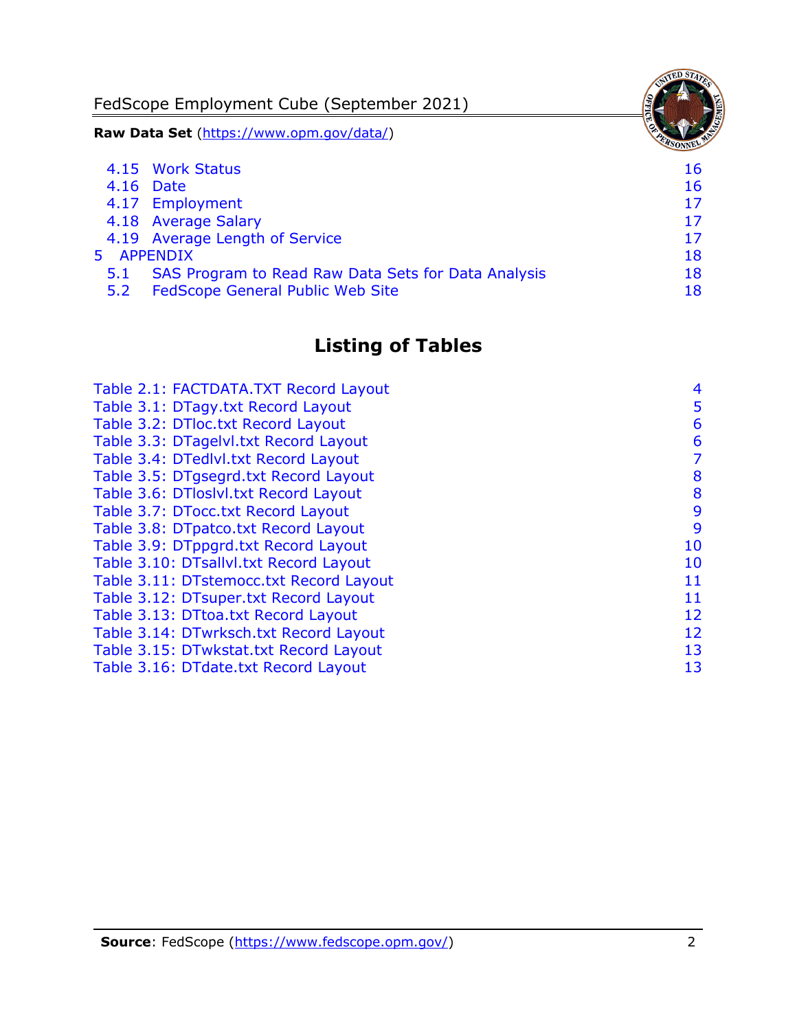4.15 Work Status 16
4.16 Date 16
4.17 Employment 17
4.18 Average Salary 17
4.19 Average Length of Service 17

5 APPENDIX 18

5.1 SAS Program to Read Raw Data Sets for Data Analysis 18
5.2 FedScope General Public Web Site 18

## Listing of Tables

Table 2.1: FACTDATA.TXT Record Layout 4
Table 3.1: DTagy.txt Record Layout 5
Table 3.2: DTloc.txt Record Layout 6
Table 3.3: DTagelvl.txt Record Layout 6
Table 3.4: DTedlvl.txt Record Layout 7
Table 3.5: DTgsegrd.txt Record Layout 8
Table 3.6: DTloslvl.txt Record Layout 8
Table 3.7: DTocc.txt Record Layout 9
Table 3.8: DTpatco.txt Record Layout 9
Table 3.9: DTppgrd.txt Record Layout 10
Table 3.10: DTsallvl.txt Record Layout 10
Table 3.11: DTstemocc.txt Record Layout 11
Table 3.12: DTsuper.txt Record Layout 11
Table 3.13: DTtoa.txt Record Layout 12
Table 3.14: DTwrksch.txt Record Layout 12
Table 3.15: DTwkstat.txt Record Layout 13
Table 3.16: DTdate.txt Record Layout 13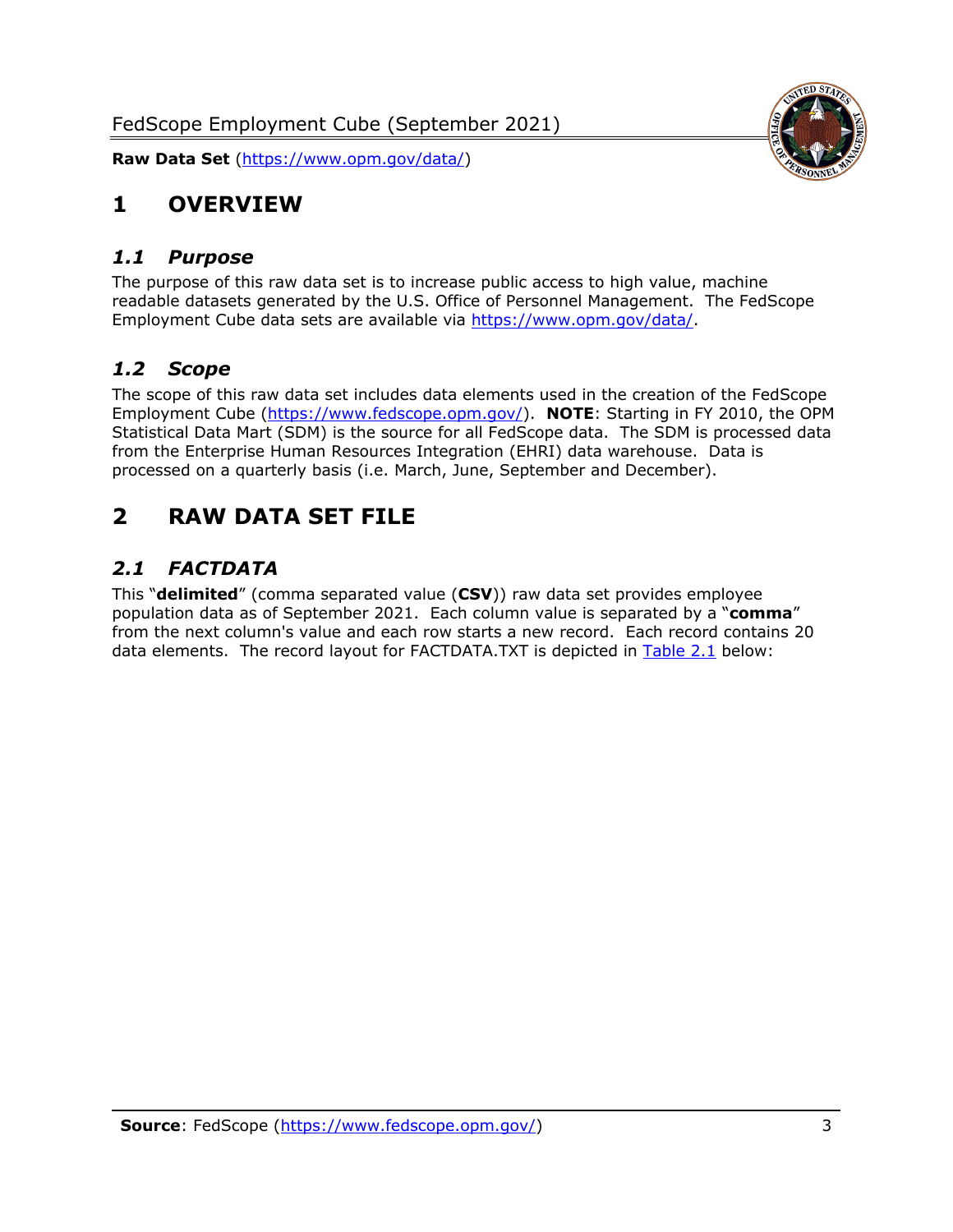# 1 OVERVIEW

## *1.1 Purpose*

The purpose of this raw data set is to increase public access to high value, machine readable datasets generated by the U.S. Office of Personnel Management. The FedScope Employment Cube data sets are available via [https://www.opm.gov/data/](https://www.opm.gov/data/).

## *1.2 Scope*

The scope of this raw data set includes data elements used in the creation of the FedScope Employment Cube ([https://www.fedscope.opm.gov/](https://www.fedscope.opm.gov/)). **NOTE**: Starting in FY 2010, the OPM Statistical Data Mart (SDM) is the source for all FedScope data. The SDM is processed data from the Enterprise Human Resources Integration (EHRI) data warehouse. Data is processed on a quarterly basis (i.e. March, June, September and December).

# 2 RAW DATA SET FILE

## *2.1 FACTDATA*

This "**delimited**" (comma separated value (**CSV**)) raw data set provides employee population data as of September 2021. Each column value is separated by a "**comma**" from the next column's value and each row starts a new record. Each record contains 20 data elements. The record layout for FACTDATA.TXT is depicted in Table 2.1 below: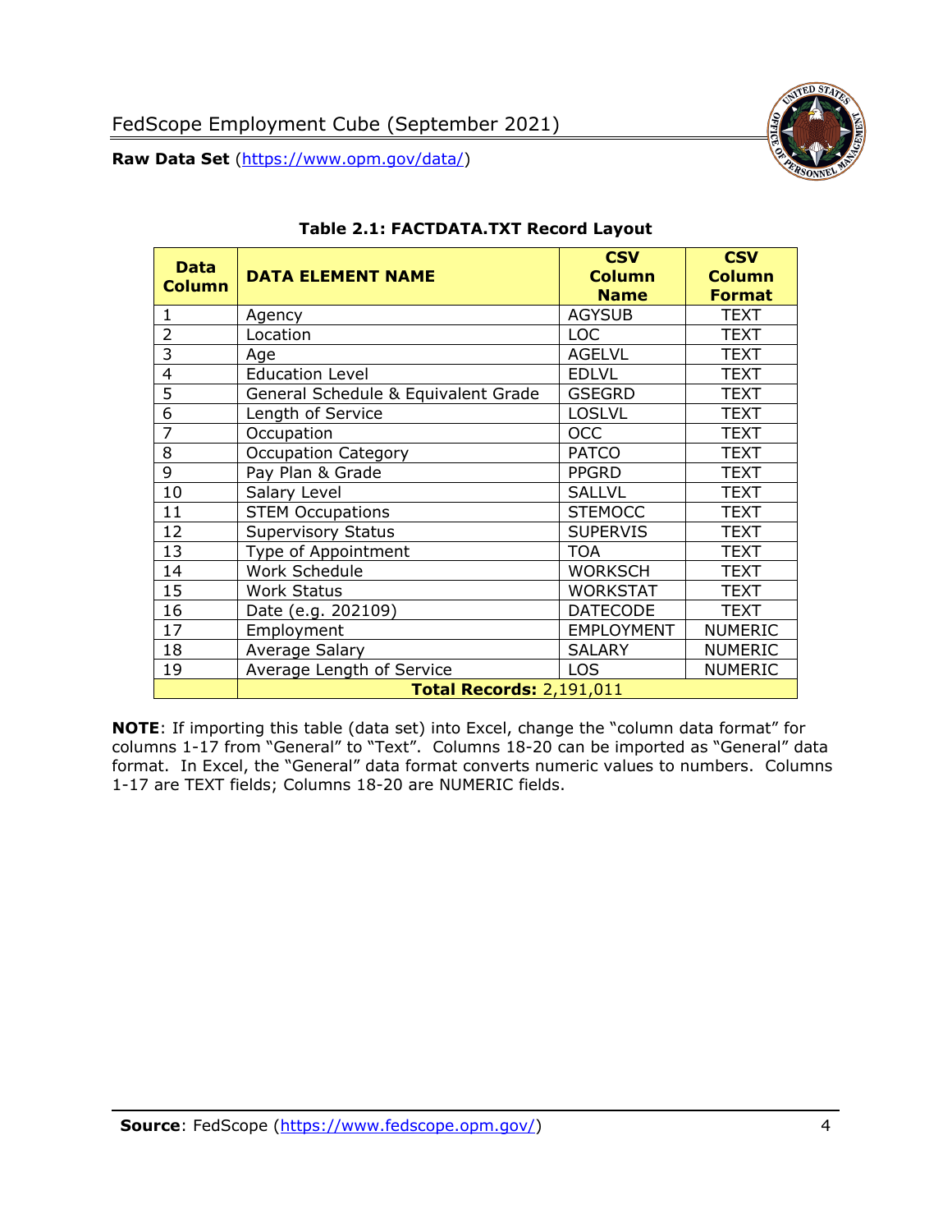### Table 2.1: FACTDATA.TXT Record Layout

| Data Column | DATA ELEMENT NAME | CSV Column Name | CSV Column Format |
|---|---|---|---|
| 1 | Agency | AGYSUB | TEXT |
| 2 | Location | LOC | TEXT |
| 3 | Age | AGELVL | TEXT |
| 4 | Education Level | EDLVL | TEXT |
| 5 | General Schedule & Equivalent Grade | GSEGRD | TEXT |
| 6 | Length of Service | LOSLVL | TEXT |
| 7 | Occupation | OCC | TEXT |
| 8 | Occupation Category | PATCO | TEXT |
| 9 | Pay Plan & Grade | PPGRD | TEXT |
| 10 | Salary Level | SALLVL | TEXT |
| 11 | STEM Occupations | STEMOCC | TEXT |
| 12 | Supervisory Status | SUPERVIS | TEXT |
| 13 | Type of Appointment | TOA | TEXT |
| 14 | Work Schedule | WORKSCH | TEXT |
| 15 | Work Status | WORKSTAT | TEXT |
| 16 | Date (e.g. 202109) | DATECODE | TEXT |
| 17 | Employment | EMPLOYMENT | NUMERIC |
| 18 | Average Salary | SALARY | NUMERIC |
| 19 | Average Length of Service | LOS | NUMERIC |
| | **Total Records:** 2,191,011 | | |

**NOTE**: If importing this table (data set) into Excel, change the "column data format" for columns 1-17 from "General" to "Text". Columns 18-20 can be imported as "General" data format. In Excel, the "General" data format converts numeric values to numbers. Columns 1-17 are TEXT fields; Columns 18-20 are NUMERIC fields.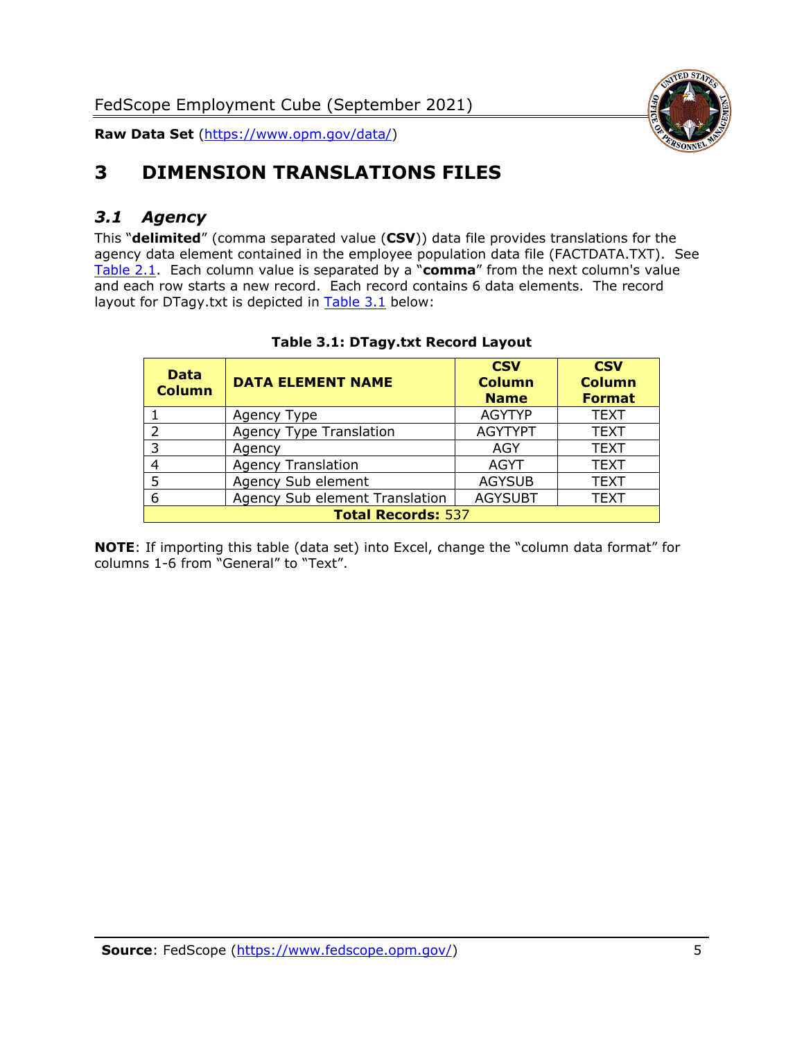# 3 DIMENSION TRANSLATIONS FILES

## *3.1 Agency*

This "**delimited**" (comma separated value (**CSV**)) data file provides translations for the agency data element contained in the employee population data file (FACTDATA.TXT). See Table 2.1. Each column value is separated by a "**comma**" from the next column's value and each row starts a new record. Each record contains 6 data elements. The record layout for DTagy.txt is depicted in Table 3.1 below:

**Table 3.1: DTagy.txt Record Layout**

| Data Column | DATA ELEMENT NAME | CSV Column Name | CSV Column Format |
|---|---|---|---|
| 1 | Agency Type | AGYTYP | TEXT |
| 2 | Agency Type Translation | AGYTYPT | TEXT |
| 3 | Agency | AGY | TEXT |
| 4 | Agency Translation | AGYT | TEXT |
| 5 | Agency Sub element | AGYSUB | TEXT |
| 6 | Agency Sub element Translation | AGYSUBT | TEXT |
| **Total Records:** 537 | | | |

**NOTE**: If importing this table (data set) into Excel, change the "column data format" for columns 1-6 from "General" to "Text".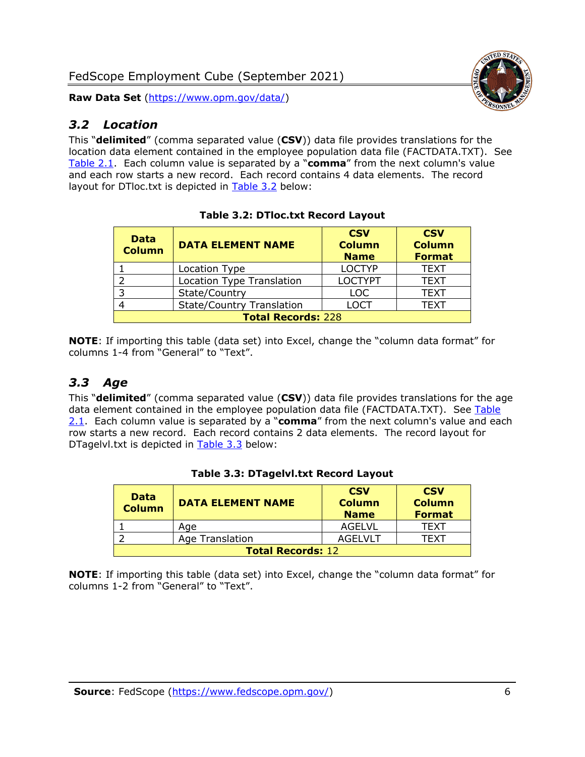## *3.2 Location*

This "**delimited**" (comma separated value (**CSV**)) data file provides translations for the location data element contained in the employee population data file (FACTDATA.TXT). See Table 2.1. Each column value is separated by a "**comma**" from the next column's value and each row starts a new record. Each record contains 4 data elements. The record layout for DTloc.txt is depicted in Table 3.2 below:

**Table 3.2: DTloc.txt Record Layout**

| Data Column | DATA ELEMENT NAME | CSV Column Name | CSV Column Format |
|---|---|---|---|
| 1 | Location Type | LOCTYP | TEXT |
| 2 | Location Type Translation | LOCTYPT | TEXT |
| 3 | State/Country | LOC | TEXT |
| 4 | State/Country Translation | LOCT | TEXT |
| **Total Records:** 228 | | | |

**NOTE**: If importing this table (data set) into Excel, change the "column data format" for columns 1-4 from "General" to "Text".

## *3.3 Age*

This "**delimited**" (comma separated value (**CSV**)) data file provides translations for the age data element contained in the employee population data file (FACTDATA.TXT). See Table 2.1. Each column value is separated by a "**comma**" from the next column's value and each row starts a new record. Each record contains 2 data elements. The record layout for DTagelvl.txt is depicted in Table 3.3 below:

**Table 3.3: DTagelvl.txt Record Layout**

| Data Column | DATA ELEMENT NAME | CSV Column Name | CSV Column Format |
|---|---|---|---|
| 1 | Age | AGELVL | TEXT |
| 2 | Age Translation | AGELVLT | TEXT |
| **Total Records:** 12 | | | |

**NOTE**: If importing this table (data set) into Excel, change the "column data format" for columns 1-2 from "General" to "Text".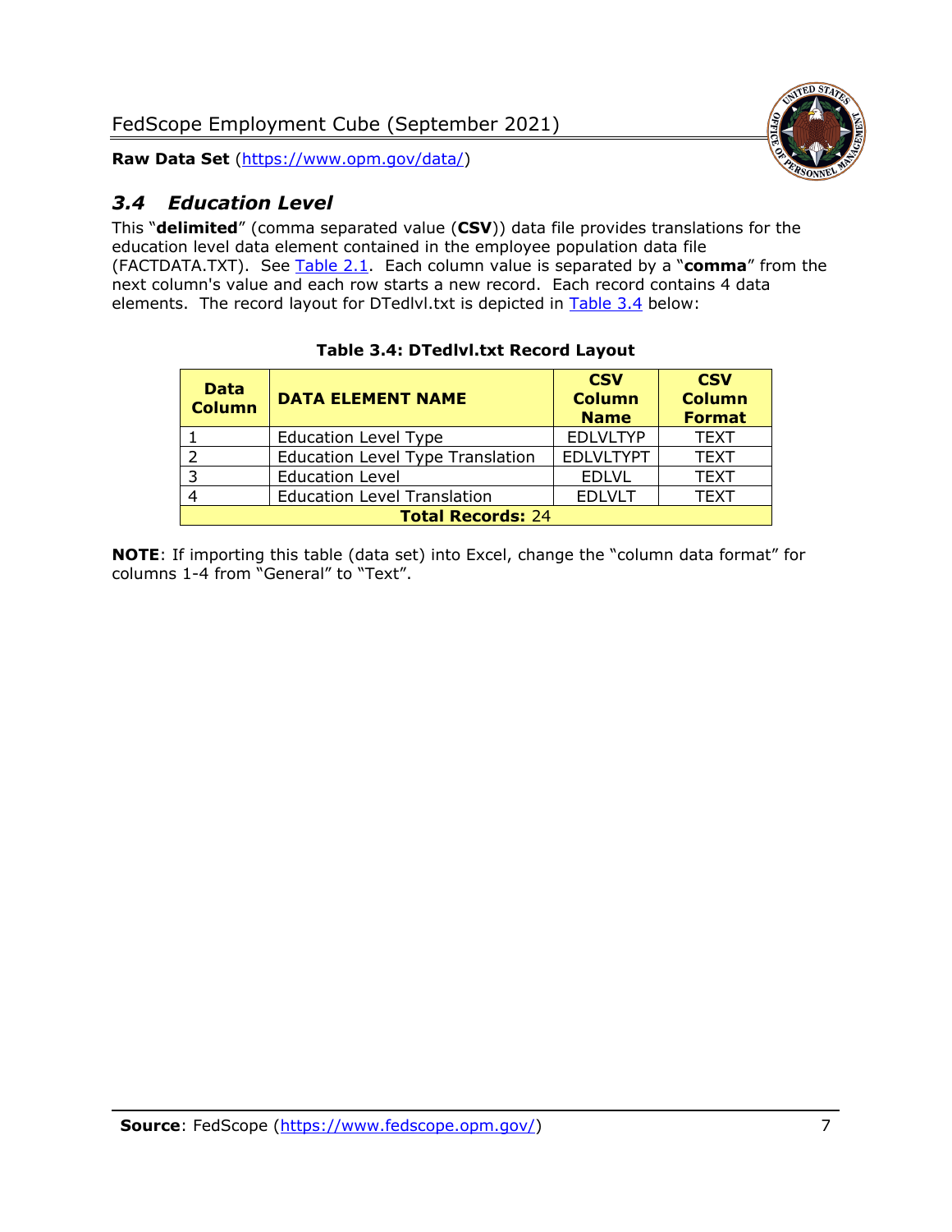### 3.4 Education Level

This "**delimited**" (comma separated value (**CSV**)) data file provides translations for the education level data element contained in the employee population data file (FACTDATA.TXT). See Table 2.1. Each column value is separated by a "**comma**" from the next column's value and each row starts a new record. Each record contains 4 data elements. The record layout for DTedlvl.txt is depicted in Table 3.4 below:

**Table 3.4: DTedlvl.txt Record Layout**

| Data Column | DATA ELEMENT NAME | CSV Column Name | CSV Column Format |
|---|---|---|---|
| 1 | Education Level Type | EDLVLTYP | TEXT |
| 2 | Education Level Type Translation | EDLVLTYPT | TEXT |
| 3 | Education Level | EDLVL | TEXT |
| 4 | Education Level Translation | EDLVLT | TEXT |
| **Total Records:** 24 | | | |

**NOTE**: If importing this table (data set) into Excel, change the "column data format" for columns 1-4 from "General" to "Text".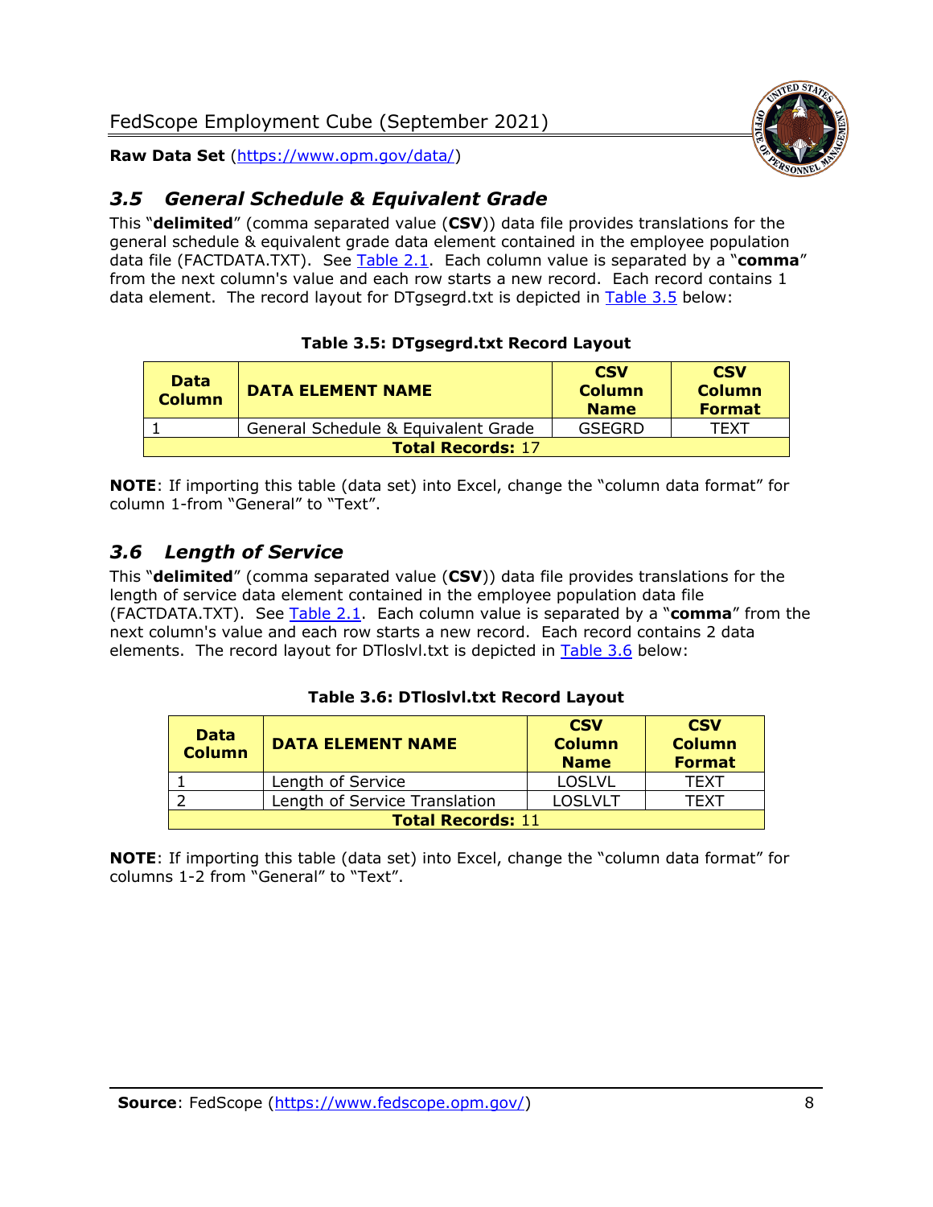## *3.5 General Schedule & Equivalent Grade*

This "**delimited**" (comma separated value (**CSV**)) data file provides translations for the general schedule & equivalent grade data element contained in the employee population data file (FACTDATA.TXT). See Table 2.1. Each column value is separated by a "**comma**" from the next column's value and each row starts a new record. Each record contains 1 data element. The record layout for DTgsegrd.txt is depicted in Table 3.5 below:

**Table 3.5: DTgsegrd.txt Record Layout**

| Data Column | DATA ELEMENT NAME | CSV Column Name | CSV Column Format |
|---|---|---|---|
| 1 | General Schedule & Equivalent Grade | GSEGRD | TEXT |
| **Total Records:** 17 | | | |

**NOTE**: If importing this table (data set) into Excel, change the "column data format" for column 1-from "General" to "Text".

## *3.6 Length of Service*

This "**delimited**" (comma separated value (**CSV**)) data file provides translations for the length of service data element contained in the employee population data file (FACTDATA.TXT). See Table 2.1. Each column value is separated by a "**comma**" from the next column's value and each row starts a new record. Each record contains 2 data elements. The record layout for DTloslvl.txt is depicted in Table 3.6 below:

**Table 3.6: DTloslvl.txt Record Layout**

| Data Column | DATA ELEMENT NAME | CSV Column Name | CSV Column Format |
|---|---|---|---|
| 1 | Length of Service | LOSLVL | TEXT |
| 2 | Length of Service Translation | LOSLVLT | TEXT |
| **Total Records:** 11 | | | |

**NOTE**: If importing this table (data set) into Excel, change the "column data format" for columns 1-2 from "General" to "Text".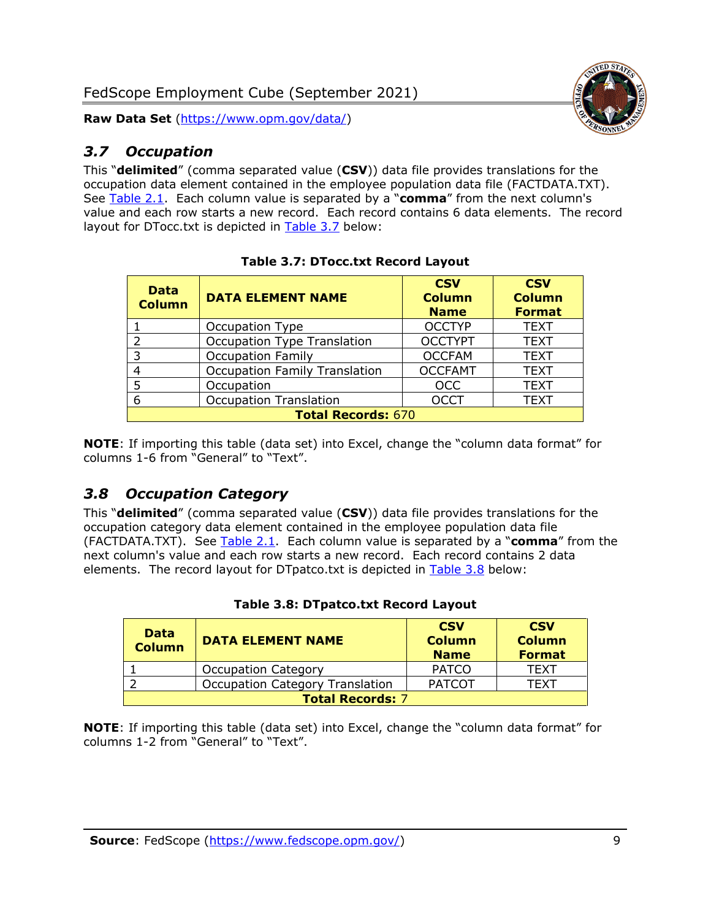### 3.7 Occupation

This "**delimited**" (comma separated value (**CSV**)) data file provides translations for the occupation data element contained in the employee population data file (FACTDATA.TXT). See Table 2.1. Each column value is separated by a "**comma**" from the next column's value and each row starts a new record. Each record contains 6 data elements. The record layout for DTocc.txt is depicted in Table 3.7 below:

**Table 3.7: DTocc.txt Record Layout**

| Data Column | DATA ELEMENT NAME | CSV Column Name | CSV Column Format |
|---|---|---|---|
| 1 | Occupation Type | OCCTYP | TEXT |
| 2 | Occupation Type Translation | OCCTYPT | TEXT |
| 3 | Occupation Family | OCCFAM | TEXT |
| 4 | Occupation Family Translation | OCCFAMT | TEXT |
| 5 | Occupation | OCC | TEXT |
| 6 | Occupation Translation | OCCT | TEXT |
| **Total Records:** 670 | | | |

**NOTE**: If importing this table (data set) into Excel, change the "column data format" for columns 1-6 from "General" to "Text".

### 3.8 Occupation Category

This "**delimited**" (comma separated value (**CSV**)) data file provides translations for the occupation category data element contained in the employee population data file (FACTDATA.TXT). See Table 2.1. Each column value is separated by a "**comma**" from the next column's value and each row starts a new record. Each record contains 2 data elements. The record layout for DTpatco.txt is depicted in Table 3.8 below:

**Table 3.8: DTpatco.txt Record Layout**

| Data Column | DATA ELEMENT NAME | CSV Column Name | CSV Column Format |
|---|---|---|---|
| 1 | Occupation Category | PATCO | TEXT |
| 2 | Occupation Category Translation | PATCOT | TEXT |
| **Total Records:** 7 | | | |

**NOTE**: If importing this table (data set) into Excel, change the "column data format" for columns 1-2 from "General" to "Text".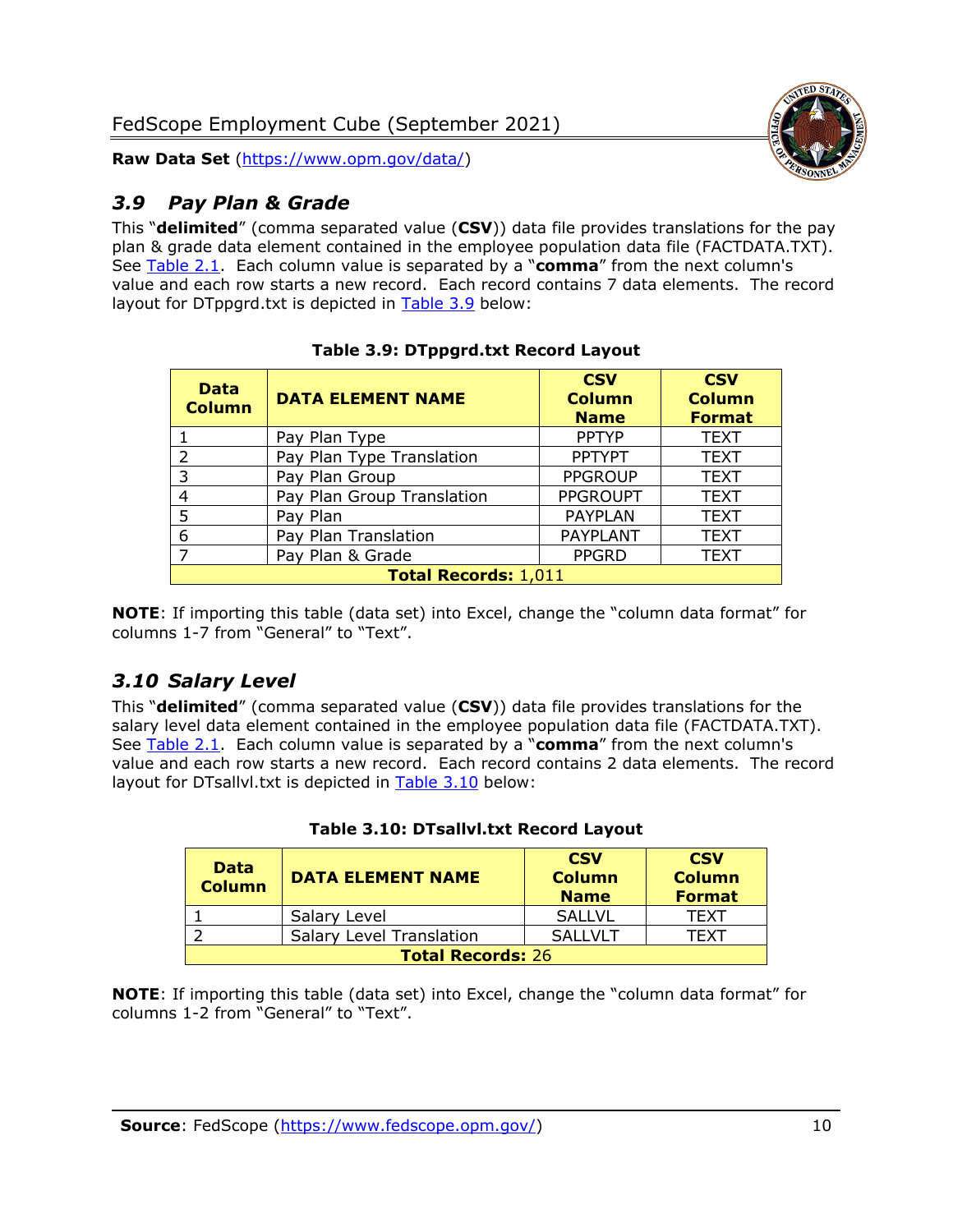## 3.9 Pay Plan & Grade

This "**delimited**" (comma separated value (**CSV**)) data file provides translations for the pay plan & grade data element contained in the employee population data file (FACTDATA.TXT). See Table 2.1. Each column value is separated by a "**comma**" from the next column's value and each row starts a new record. Each record contains 7 data elements. The record layout for DTppgrd.txt is depicted in Table 3.9 below:

**Table 3.9: DTppgrd.txt Record Layout**

| Data Column | DATA ELEMENT NAME | CSV Column Name | CSV Column Format |
|---|---|---|---|
| 1 | Pay Plan Type | PPTYP | TEXT |
| 2 | Pay Plan Type Translation | PPTYPT | TEXT |
| 3 | Pay Plan Group | PPGROUP | TEXT |
| 4 | Pay Plan Group Translation | PPGROUPT | TEXT |
| 5 | Pay Plan | PAYPLAN | TEXT |
| 6 | Pay Plan Translation | PAYPLANT | TEXT |
| 7 | Pay Plan & Grade | PPGRD | TEXT |
| **Total Records:** 1,011 | | | |

**NOTE**: If importing this table (data set) into Excel, change the "column data format" for columns 1-7 from "General" to "Text".

## 3.10 Salary Level

This "**delimited**" (comma separated value (**CSV**)) data file provides translations for the salary level data element contained in the employee population data file (FACTDATA.TXT). See Table 2.1. Each column value is separated by a "**comma**" from the next column's value and each row starts a new record. Each record contains 2 data elements. The record layout for DTsallvl.txt is depicted in Table 3.10 below:

**Table 3.10: DTsallvl.txt Record Layout**

| Data Column | DATA ELEMENT NAME | CSV Column Name | CSV Column Format |
|---|---|---|---|
| 1 | Salary Level | SALLVL | TEXT |
| 2 | Salary Level Translation | SALLVLT | TEXT |
| **Total Records:** 26 | | | |

**NOTE**: If importing this table (data set) into Excel, change the "column data format" for columns 1-2 from "General" to "Text".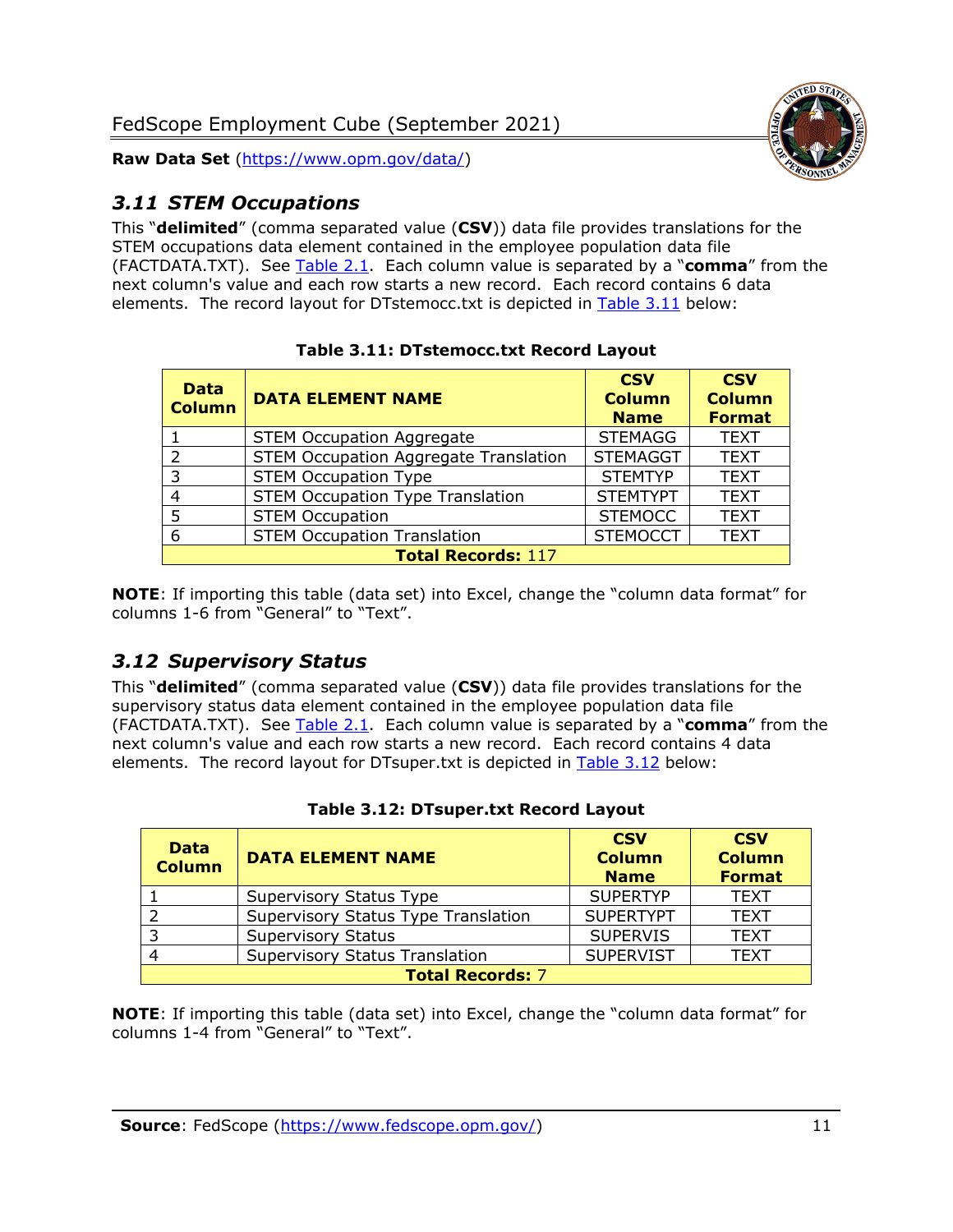### 3.11 STEM Occupations

This "**delimited**" (comma separated value (**CSV**)) data file provides translations for the STEM occupations data element contained in the employee population data file (FACTDATA.TXT). See Table 2.1. Each column value is separated by a "**comma**" from the next column's value and each row starts a new record. Each record contains 6 data elements. The record layout for DTstemocc.txt is depicted in Table 3.11 below:

**Table 3.11: DTstemocc.txt Record Layout**

| Data Column | DATA ELEMENT NAME | CSV Column Name | CSV Column Format |
|---|---|---|---|
| 1 | STEM Occupation Aggregate | STEMAGG | TEXT |
| 2 | STEM Occupation Aggregate Translation | STEMAGGT | TEXT |
| 3 | STEM Occupation Type | STEMTYP | TEXT |
| 4 | STEM Occupation Type Translation | STEMTYPT | TEXT |
| 5 | STEM Occupation | STEMOCC | TEXT |
| 6 | STEM Occupation Translation | STEMOCCT | TEXT |
| **Total Records:** 117 | | | |

**NOTE**: If importing this table (data set) into Excel, change the "column data format" for columns 1-6 from "General" to "Text".

### 3.12 Supervisory Status

This "**delimited**" (comma separated value (**CSV**)) data file provides translations for the supervisory status data element contained in the employee population data file (FACTDATA.TXT). See Table 2.1. Each column value is separated by a "**comma**" from the next column's value and each row starts a new record. Each record contains 4 data elements. The record layout for DTsuper.txt is depicted in Table 3.12 below:

**Table 3.12: DTsuper.txt Record Layout**

| Data Column | DATA ELEMENT NAME | CSV Column Name | CSV Column Format |
|---|---|---|---|
| 1 | Supervisory Status Type | SUPERTYP | TEXT |
| 2 | Supervisory Status Type Translation | SUPERTYPT | TEXT |
| 3 | Supervisory Status | SUPERVIS | TEXT |
| 4 | Supervisory Status Translation | SUPERVIST | TEXT |
| **Total Records:** 7 | | | |

**NOTE**: If importing this table (data set) into Excel, change the "column data format" for columns 1-4 from "General" to "Text".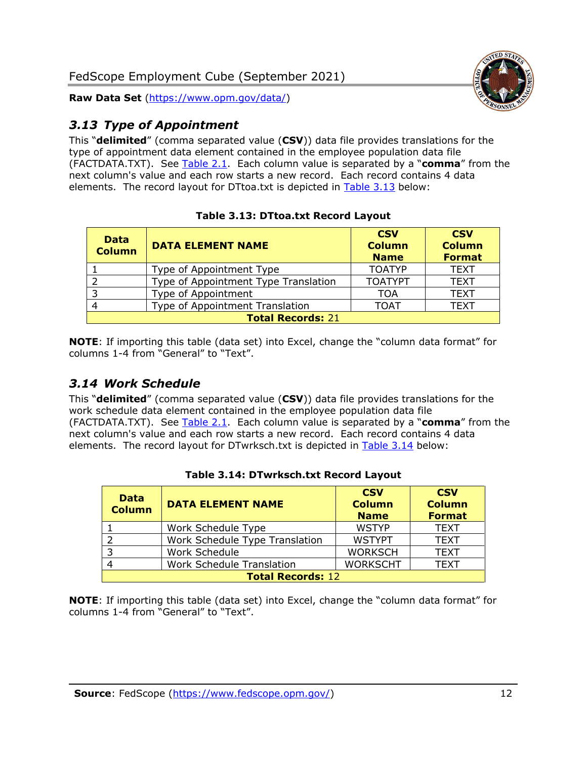## 3.13 Type of Appointment

This "**delimited**" (comma separated value (**CSV**)) data file provides translations for the type of appointment data element contained in the employee population data file (FACTDATA.TXT). See Table 2.1. Each column value is separated by a "**comma**" from the next column's value and each row starts a new record. Each record contains 4 data elements. The record layout for DTtoa.txt is depicted in Table 3.13 below:

**Table 3.13: DTtoa.txt Record Layout**

| Data Column | DATA ELEMENT NAME | CSV Column Name | CSV Column Format |
|---|---|---|---|
| 1 | Type of Appointment Type | TOATYP | TEXT |
| 2 | Type of Appointment Type Translation | TOATYPT | TEXT |
| 3 | Type of Appointment | TOA | TEXT |
| 4 | Type of Appointment Translation | TOAT | TEXT |
| **Total Records:** 21 | | | |

**NOTE**: If importing this table (data set) into Excel, change the "column data format" for columns 1-4 from "General" to "Text".

## 3.14 Work Schedule

This "**delimited**" (comma separated value (**CSV**)) data file provides translations for the work schedule data element contained in the employee population data file (FACTDATA.TXT). See Table 2.1. Each column value is separated by a "**comma**" from the next column's value and each row starts a new record. Each record contains 4 data elements. The record layout for DTwrksch.txt is depicted in Table 3.14 below:

**Table 3.14: DTwrksch.txt Record Layout**

| Data Column | DATA ELEMENT NAME | CSV Column Name | CSV Column Format |
|---|---|---|---|
| 1 | Work Schedule Type | WSTYP | TEXT |
| 2 | Work Schedule Type Translation | WSTYPT | TEXT |
| 3 | Work Schedule | WORKSCH | TEXT |
| 4 | Work Schedule Translation | WORKSCHT | TEXT |
| **Total Records:** 12 | | | |

**NOTE**: If importing this table (data set) into Excel, change the "column data format" for columns 1-4 from "General" to "Text".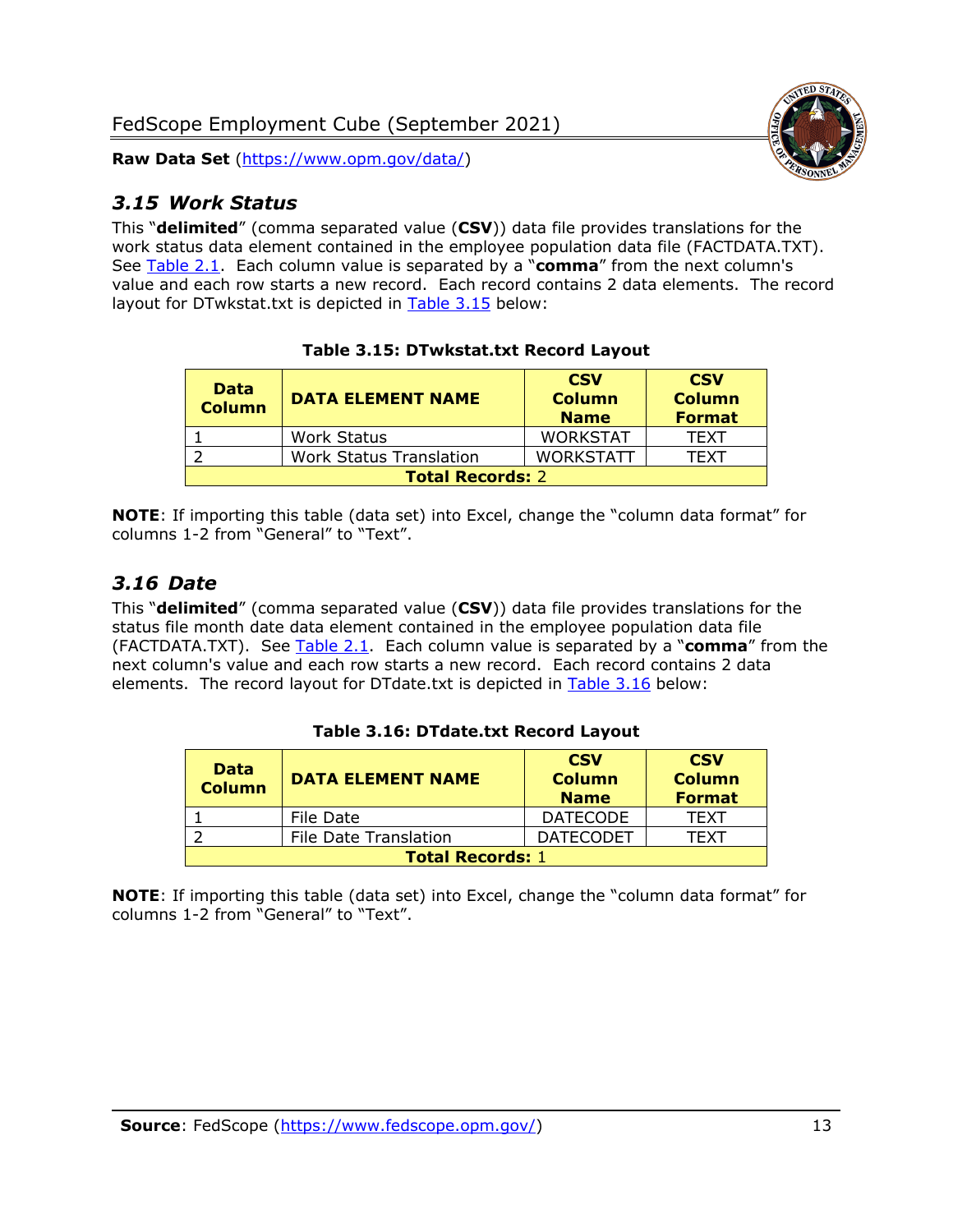### *3.15 Work Status*

This "**delimited**" (comma separated value (**CSV**)) data file provides translations for the work status data element contained in the employee population data file (FACTDATA.TXT). See Table 2.1. Each column value is separated by a "**comma**" from the next column's value and each row starts a new record. Each record contains 2 data elements. The record layout for DTwkstat.txt is depicted in Table 3.15 below:

**Table 3.15: DTwkstat.txt Record Layout**

| Data Column | DATA ELEMENT NAME | CSV Column Name | CSV Column Format |
|---|---|---|---|
| 1 | Work Status | WORKSTAT | TEXT |
| 2 | Work Status Translation | WORKSTATT | TEXT |
| **Total Records:** 2 | | | |

**NOTE**: If importing this table (data set) into Excel, change the "column data format" for columns 1-2 from "General" to "Text".

### *3.16 Date*

This "**delimited**" (comma separated value (**CSV**)) data file provides translations for the status file month date data element contained in the employee population data file (FACTDATA.TXT). See Table 2.1. Each column value is separated by a "**comma**" from the next column's value and each row starts a new record. Each record contains 2 data elements. The record layout for DTdate.txt is depicted in Table 3.16 below:

**Table 3.16: DTdate.txt Record Layout**

| Data Column | DATA ELEMENT NAME | CSV Column Name | CSV Column Format |
|---|---|---|---|
| 1 | File Date | DATECODE | TEXT |
| 2 | File Date Translation | DATECODET | TEXT |
| **Total Records:** 1 | | | |

**NOTE**: If importing this table (data set) into Excel, change the "column data format" for columns 1-2 from "General" to "Text".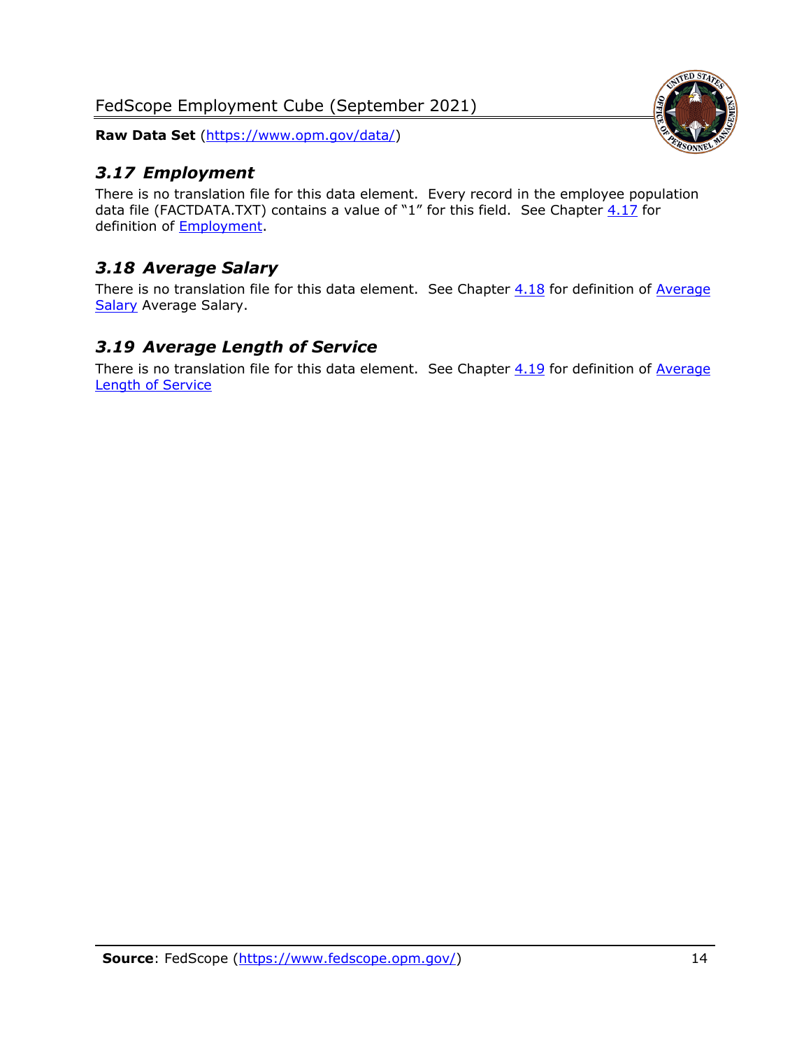### *3.17 Employment*

There is no translation file for this data element. Every record in the employee population data file (FACTDATA.TXT) contains a value of "1" for this field. See Chapter 4.17 for definition of Employment.

### *3.18 Average Salary*

There is no translation file for this data element. See Chapter 4.18 for definition of Average Salary Average Salary.

### *3.19 Average Length of Service*

There is no translation file for this data element. See Chapter 4.19 for definition of Average Length of Service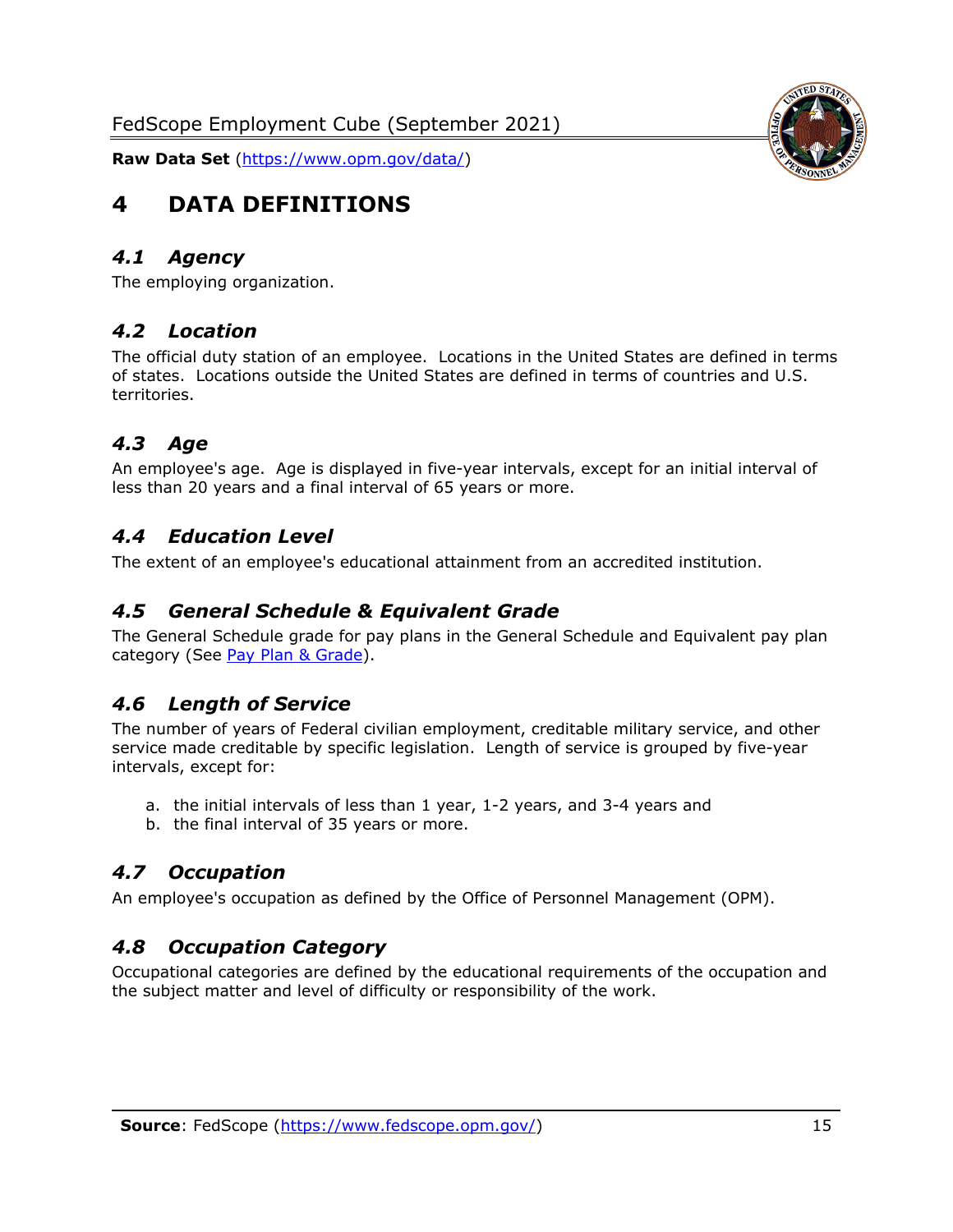# 4 DATA DEFINITIONS

## *4.1 Agency*

The employing organization.

## *4.2 Location*

The official duty station of an employee. Locations in the United States are defined in terms of states. Locations outside the United States are defined in terms of countries and U.S. territories.

## *4.3 Age*

An employee's age. Age is displayed in five-year intervals, except for an initial interval of less than 20 years and a final interval of 65 years or more.

## *4.4 Education Level*

The extent of an employee's educational attainment from an accredited institution.

## *4.5 General Schedule & Equivalent Grade*

The General Schedule grade for pay plans in the General Schedule and Equivalent pay plan category (See [Pay Plan & Grade](#)).

## *4.6 Length of Service*

The number of years of Federal civilian employment, creditable military service, and other service made creditable by specific legislation. Length of service is grouped by five-year intervals, except for:

a. the initial intervals of less than 1 year, 1-2 years, and 3-4 years and
b. the final interval of 35 years or more.

## *4.7 Occupation*

An employee's occupation as defined by the Office of Personnel Management (OPM).

## *4.8 Occupation Category*

Occupational categories are defined by the educational requirements of the occupation and the subject matter and level of difficulty or responsibility of the work.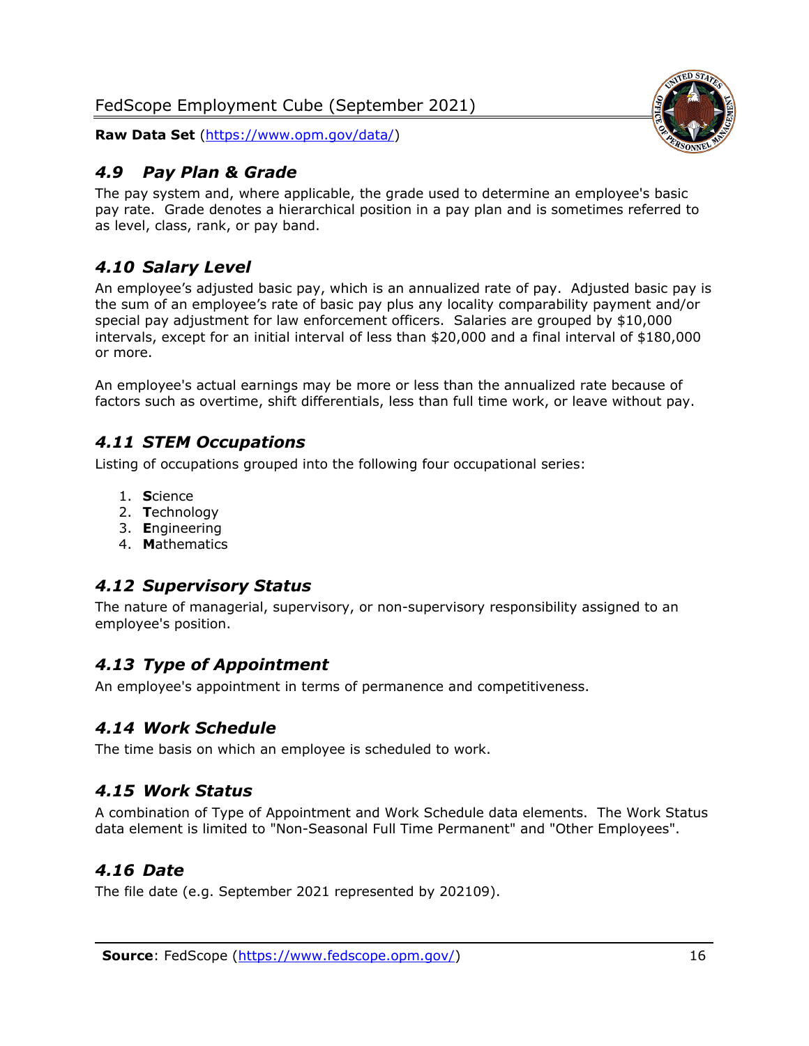## *4.9 Pay Plan & Grade*

The pay system and, where applicable, the grade used to determine an employee's basic pay rate. Grade denotes a hierarchical position in a pay plan and is sometimes referred to as level, class, rank, or pay band.

## *4.10 Salary Level*

An employee's adjusted basic pay, which is an annualized rate of pay. Adjusted basic pay is the sum of an employee's rate of basic pay plus any locality comparability payment and/or special pay adjustment for law enforcement officers. Salaries are grouped by $10,000 intervals, except for an initial interval of less than $20,000 and a final interval of $180,000 or more.

An employee's actual earnings may be more or less than the annualized rate because of factors such as overtime, shift differentials, less than full time work, or leave without pay.

## *4.11 STEM Occupations*

Listing of occupations grouped into the following four occupational series:

1. **S**cience
2. **T**echnology
3. **E**ngineering
4. **M**athematics

## *4.12 Supervisory Status*

The nature of managerial, supervisory, or non-supervisory responsibility assigned to an employee's position.

## *4.13 Type of Appointment*

An employee's appointment in terms of permanence and competitiveness.

## *4.14 Work Schedule*

The time basis on which an employee is scheduled to work.

## *4.15 Work Status*

A combination of Type of Appointment and Work Schedule data elements. The Work Status data element is limited to "Non-Seasonal Full Time Permanent" and "Other Employees".

## *4.16 Date*

The file date (e.g. September 2021 represented by 202109).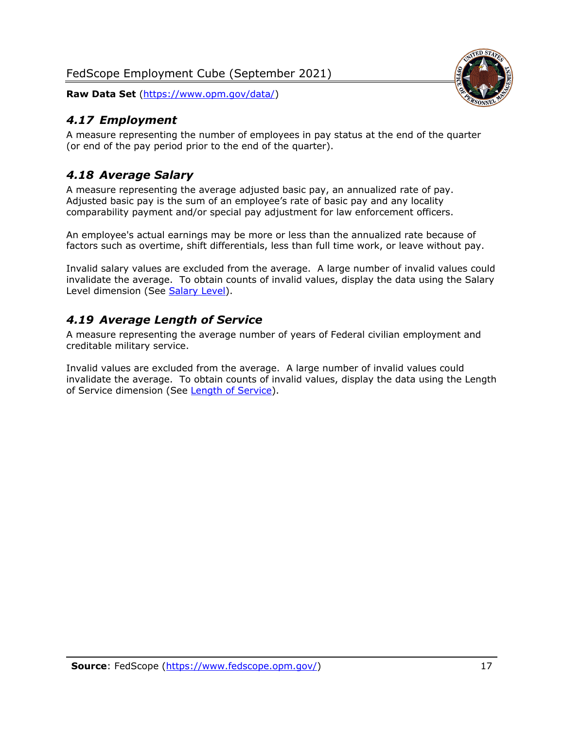## *4.17 Employment*

A measure representing the number of employees in pay status at the end of the quarter (or end of the pay period prior to the end of the quarter).

## *4.18 Average Salary*

A measure representing the average adjusted basic pay, an annualized rate of pay. Adjusted basic pay is the sum of an employee's rate of basic pay and any locality comparability payment and/or special pay adjustment for law enforcement officers.

An employee's actual earnings may be more or less than the annualized rate because of factors such as overtime, shift differentials, less than full time work, or leave without pay.

Invalid salary values are excluded from the average. A large number of invalid values could invalidate the average. To obtain counts of invalid values, display the data using the Salary Level dimension (See Salary Level).

## *4.19 Average Length of Service*

A measure representing the average number of years of Federal civilian employment and creditable military service.

Invalid values are excluded from the average. A large number of invalid values could invalidate the average. To obtain counts of invalid values, display the data using the Length of Service dimension (See Length of Service).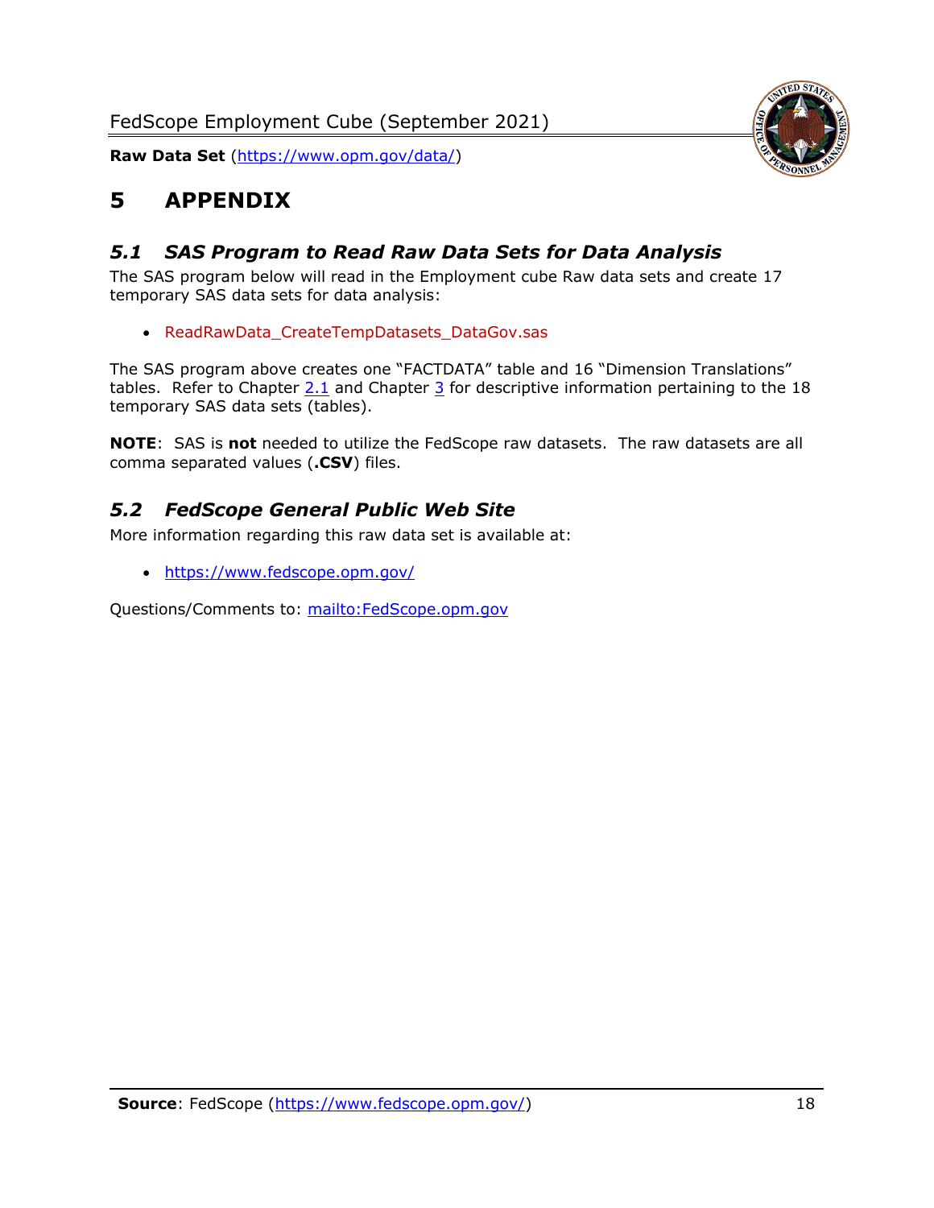# 5 APPENDIX

## *5.1 SAS Program to Read Raw Data Sets for Data Analysis*

The SAS program below will read in the Employment cube Raw data sets and create 17 temporary SAS data sets for data analysis:

- ReadRawData_CreateTempDatasets_DataGov.sas

The SAS program above creates one "FACTDATA" table and 16 "Dimension Translations" tables. Refer to Chapter 2.1 and Chapter 3 for descriptive information pertaining to the 18 temporary SAS data sets (tables).

**NOTE**: SAS is **not** needed to utilize the FedScope raw datasets. The raw datasets are all comma separated values (**.CSV**) files.

## *5.2 FedScope General Public Web Site*

More information regarding this raw data set is available at:

- https://www.fedscope.opm.gov/

Questions/Comments to: mailto:FedScope.opm.gov